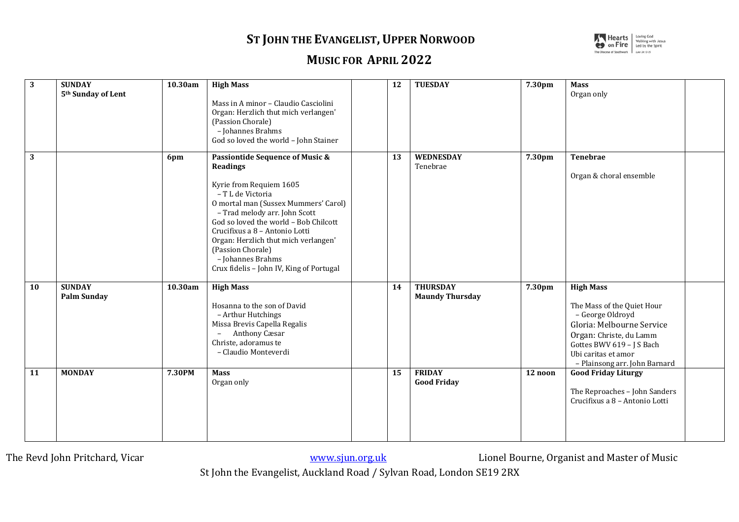# ST JOHN THE EVANGELIST, UPPER NORWOOD

## MUSIC FOR APRIL 2022

| | | | | | | | | | |
|---|---|---|---|---|---|---|---|---|---|
| 3 | **SUNDAY**<br>**5th Sunday of Lent** | **10.30am** | **High Mass**<br><br>Mass in A minor – Claudio Casciolini<br>Organ: Herzlich thut mich verlangen' (Passion Chorale)<br>– Johannes Brahms<br>God so loved the world – John Stainer | | **12** | **TUESDAY** | **7.30pm** | **Mass**<br>Organ only | |
| 3 | | **6pm** | **Passiontide Sequence of Music & Readings**<br><br>Kyrie from Requiem 1605<br>– T L de Victoria<br>O mortal man (Sussex Mummers' Carol)<br>– Trad melody arr. John Scott<br>God so loved the world – Bob Chilcott<br>Crucifixus a 8 – Antonio Lotti<br>Organ: Herzlich thut mich verlangen' (Passion Chorale)<br>– Johannes Brahms<br>Crux fidelis – John IV, King of Portugal | | **13** | **WEDNESDAY**<br>Tenebrae | **7.30pm** | **Tenebrae**<br><br>Organ & choral ensemble | |
| 10 | **SUNDAY**<br>**Palm Sunday** | **10.30am** | **High Mass**<br><br>Hosanna to the son of David<br>– Arthur Hutchings<br>Missa Brevis Capella Regalis<br>– Anthony Cæsar<br>Christe, adoramus te<br>– Claudio Monteverdi | | **14** | **THURSDAY**<br>**Maundy Thursday** | **7.30pm** | **High Mass**<br><br>The Mass of the Quiet Hour<br>– George Oldroyd<br>Gloria: Melbourne Service<br>Organ: Christe, du Lamm Gottes BWV 619 – J S Bach<br>Ubi caritas et amor<br>– Plainsong arr. John Barnard | |
| 11 | **MONDAY** | **7.30PM** | **Mass**<br>Organ only | | **15** | **FRIDAY**<br>**Good Friday** | **12 noon** | **Good Friday Liturgy**<br><br>The Reproaches – John Sanders<br>Crucifixus a 8 – Antonio Lotti | |

The Revd John Pritchard, Vicar — www.sjun.org.uk — Lionel Bourne, Organist and Master of Music

St John the Evangelist, Auckland Road / Sylvan Road, London SE19 2RX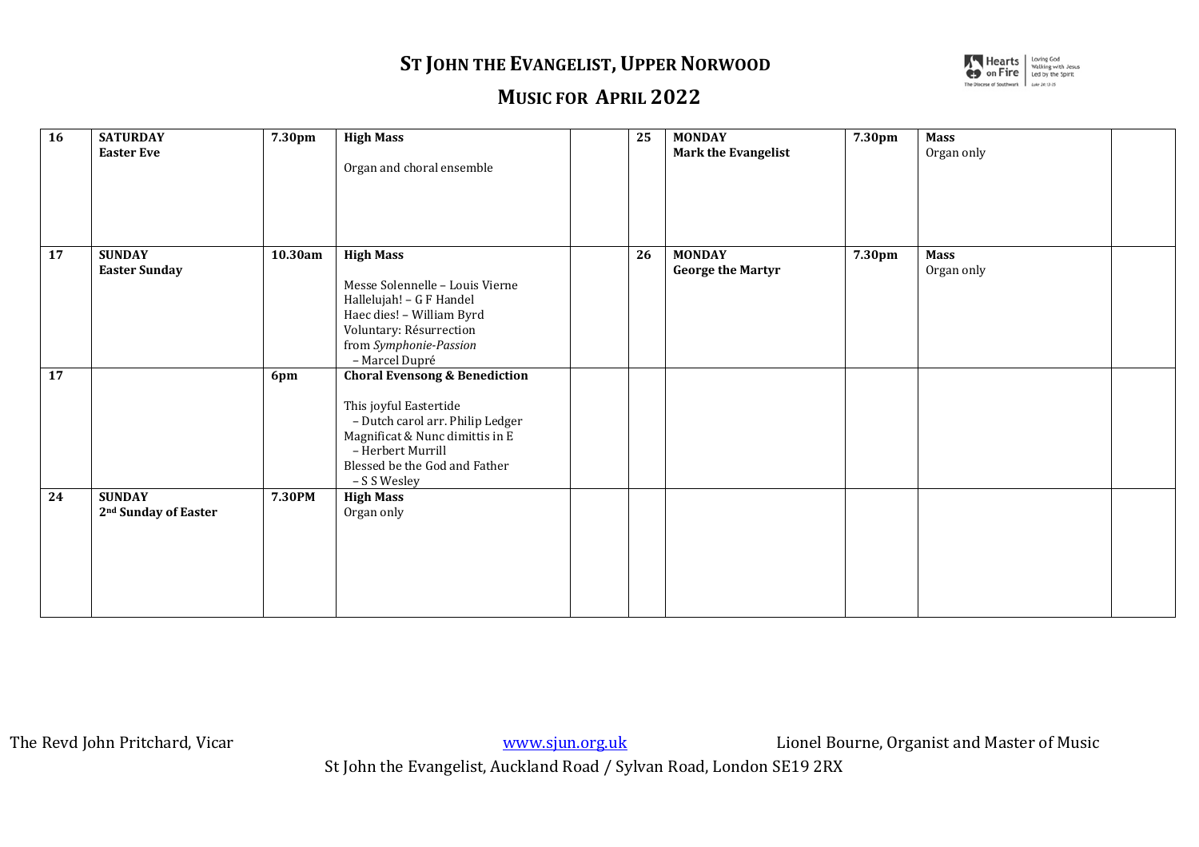# ST JOHN THE EVANGELIST, UPPER NORWOOD

## MUSIC FOR APRIL 2022

| | | | | | | | | | |
|---|---|---|---|---|---|---|---|---|---|
| **16** | **SATURDAY**<br>**Easter Eve** | **7.30pm** | **High Mass**<br><br>Organ and choral ensemble | | **25** | **MONDAY**<br>**Mark the Evangelist** | **7.30pm** | **Mass**<br>Organ only | |
| **17** | **SUNDAY**<br>**Easter Sunday** | **10.30am** | **High Mass**<br><br>Messe Solennelle – Louis Vierne<br>Hallelujah! – G F Handel<br>Haec dies! – William Byrd<br>Voluntary: Résurrection from *Symphonie-Passion*<br>– Marcel Dupré | | **26** | **MONDAY**<br>**George the Martyr** | **7.30pm** | **Mass**<br>Organ only | |
| **17** | | **6pm** | **Choral Evensong & Benediction**<br><br>This joyful Eastertide<br>– Dutch carol arr. Philip Ledger<br>Magnificat & Nunc dimittis in E<br>– Herbert Murrill<br>Blessed be the God and Father<br>– S S Wesley | | | | | | |
| **24** | **SUNDAY**<br>**2nd Sunday of Easter** | **7.30PM** | **High Mass**<br>Organ only | | | | | | |

The Revd John Pritchard, Vicar — www.sjun.org.uk — Lionel Bourne, Organist and Master of Music

St John the Evangelist, Auckland Road / Sylvan Road, London SE19 2RX